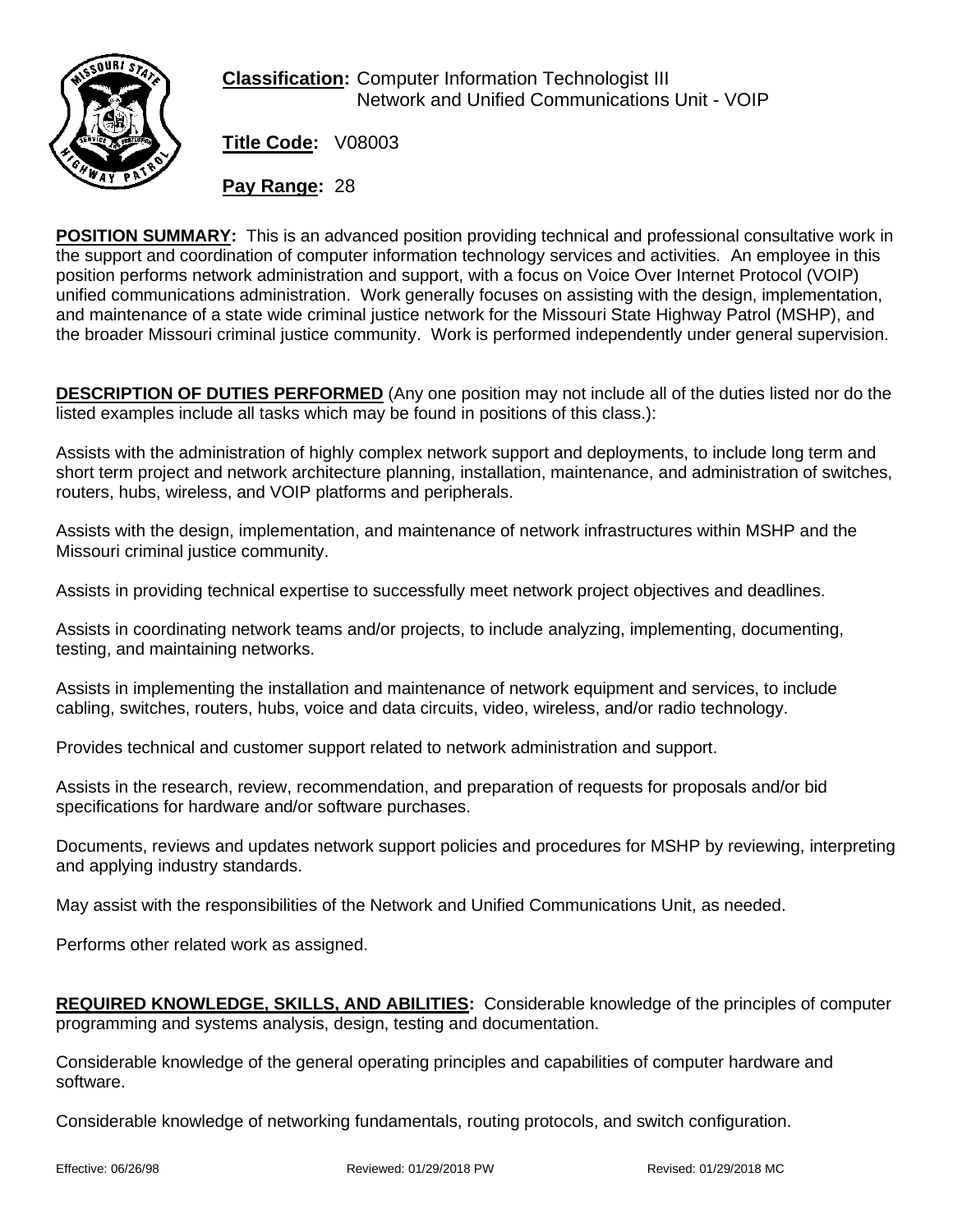**Classification:** Computer Information Technologist III
Network and Unified Communications Unit - VOIP

**Title Code:** V08003

**Pay Range:** 28

**POSITION SUMMARY:** This is an advanced position providing technical and professional consultative work in the support and coordination of computer information technology services and activities. An employee in this position performs network administration and support, with a focus on Voice Over Internet Protocol (VOIP) unified communications administration. Work generally focuses on assisting with the design, implementation, and maintenance of a state wide criminal justice network for the Missouri State Highway Patrol (MSHP), and the broader Missouri criminal justice community. Work is performed independently under general supervision.

**DESCRIPTION OF DUTIES PERFORMED** (Any one position may not include all of the duties listed nor do the listed examples include all tasks which may be found in positions of this class.):

Assists with the administration of highly complex network support and deployments, to include long term and short term project and network architecture planning, installation, maintenance, and administration of switches, routers, hubs, wireless, and VOIP platforms and peripherals.

Assists with the design, implementation, and maintenance of network infrastructures within MSHP and the Missouri criminal justice community.

Assists in providing technical expertise to successfully meet network project objectives and deadlines.

Assists in coordinating network teams and/or projects, to include analyzing, implementing, documenting, testing, and maintaining networks.

Assists in implementing the installation and maintenance of network equipment and services, to include cabling, switches, routers, hubs, voice and data circuits, video, wireless, and/or radio technology.

Provides technical and customer support related to network administration and support.

Assists in the research, review, recommendation, and preparation of requests for proposals and/or bid specifications for hardware and/or software purchases.

Documents, reviews and updates network support policies and procedures for MSHP by reviewing, interpreting and applying industry standards.

May assist with the responsibilities of the Network and Unified Communications Unit, as needed.

Performs other related work as assigned.

**REQUIRED KNOWLEDGE, SKILLS, AND ABILITIES:** Considerable knowledge of the principles of computer programming and systems analysis, design, testing and documentation.

Considerable knowledge of the general operating principles and capabilities of computer hardware and software.

Considerable knowledge of networking fundamentals, routing protocols, and switch configuration.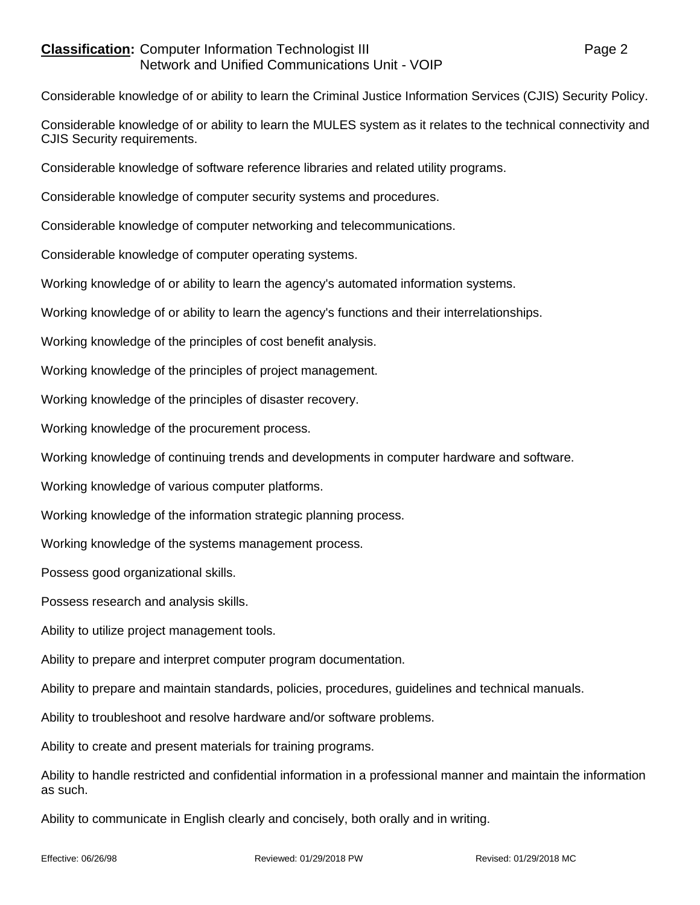Considerable knowledge of or ability to learn the Criminal Justice Information Services (CJIS) Security Policy.

Considerable knowledge of or ability to learn the MULES system as it relates to the technical connectivity and CJIS Security requirements.

Considerable knowledge of software reference libraries and related utility programs.

Considerable knowledge of computer security systems and procedures.

Considerable knowledge of computer networking and telecommunications.

Considerable knowledge of computer operating systems.

Working knowledge of or ability to learn the agency's automated information systems.

Working knowledge of or ability to learn the agency's functions and their interrelationships.

Working knowledge of the principles of cost benefit analysis.

Working knowledge of the principles of project management.

Working knowledge of the principles of disaster recovery.

Working knowledge of the procurement process.

Working knowledge of continuing trends and developments in computer hardware and software.

Working knowledge of various computer platforms.

Working knowledge of the information strategic planning process.

Working knowledge of the systems management process.

Possess good organizational skills.

Possess research and analysis skills.

Ability to utilize project management tools.

Ability to prepare and interpret computer program documentation.

Ability to prepare and maintain standards, policies, procedures, guidelines and technical manuals.

Ability to troubleshoot and resolve hardware and/or software problems.

Ability to create and present materials for training programs.

Ability to handle restricted and confidential information in a professional manner and maintain the information as such.

Ability to communicate in English clearly and concisely, both orally and in writing.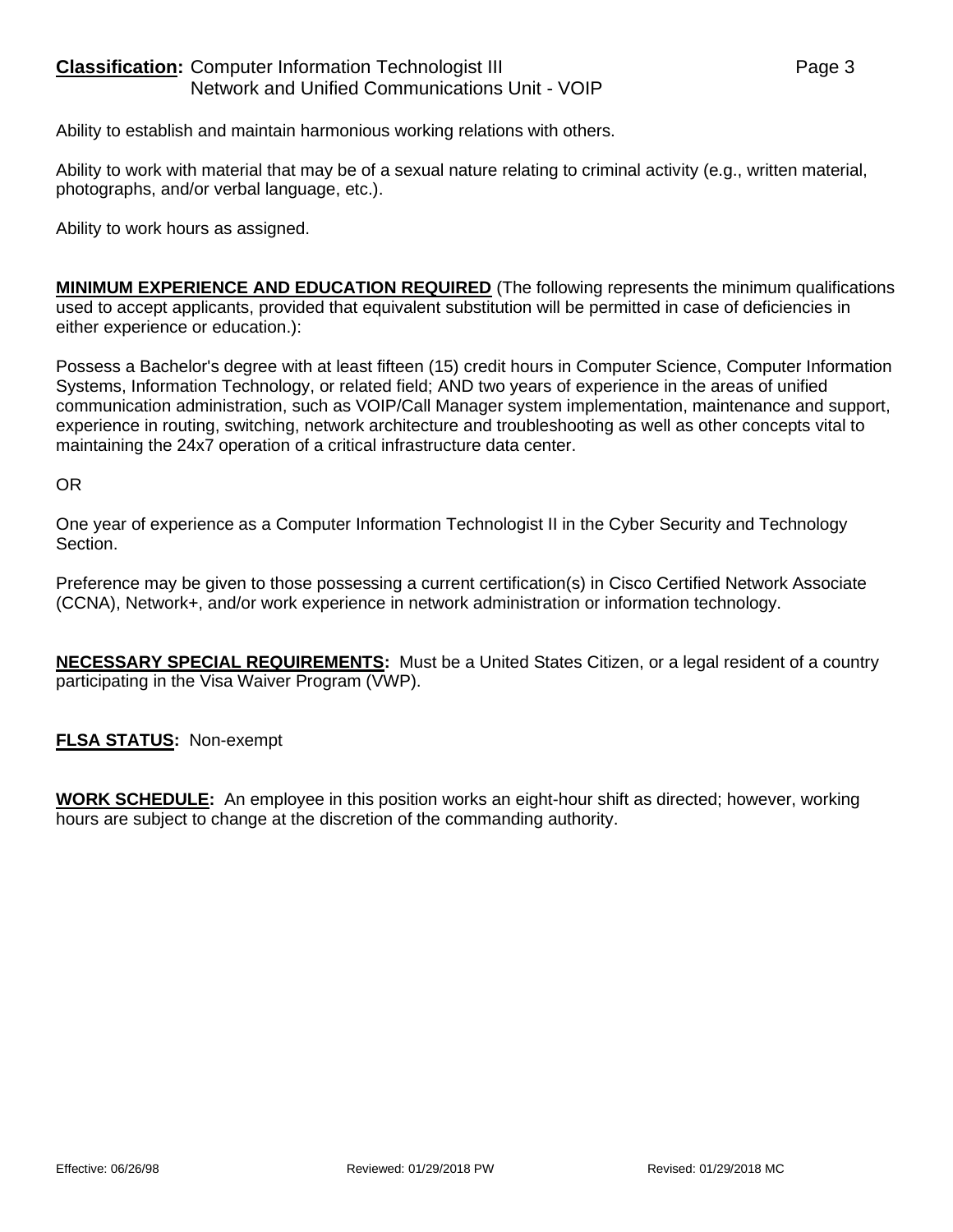Ability to establish and maintain harmonious working relations with others.

Ability to work with material that may be of a sexual nature relating to criminal activity (e.g., written material, photographs, and/or verbal language, etc.).

Ability to work hours as assigned.

**MINIMUM EXPERIENCE AND EDUCATION REQUIRED** (The following represents the minimum qualifications used to accept applicants, provided that equivalent substitution will be permitted in case of deficiencies in either experience or education.):

Possess a Bachelor's degree with at least fifteen (15) credit hours in Computer Science, Computer Information Systems, Information Technology, or related field; AND two years of experience in the areas of unified communication administration, such as VOIP/Call Manager system implementation, maintenance and support, experience in routing, switching, network architecture and troubleshooting as well as other concepts vital to maintaining the 24x7 operation of a critical infrastructure data center.

OR

One year of experience as a Computer Information Technologist II in the Cyber Security and Technology Section.

Preference may be given to those possessing a current certification(s) in Cisco Certified Network Associate (CCNA), Network+, and/or work experience in network administration or information technology.

**NECESSARY SPECIAL REQUIREMENTS:** Must be a United States Citizen, or a legal resident of a country participating in the Visa Waiver Program (VWP).

**FLSA STATUS:** Non-exempt

**WORK SCHEDULE:** An employee in this position works an eight-hour shift as directed; however, working hours are subject to change at the discretion of the commanding authority.